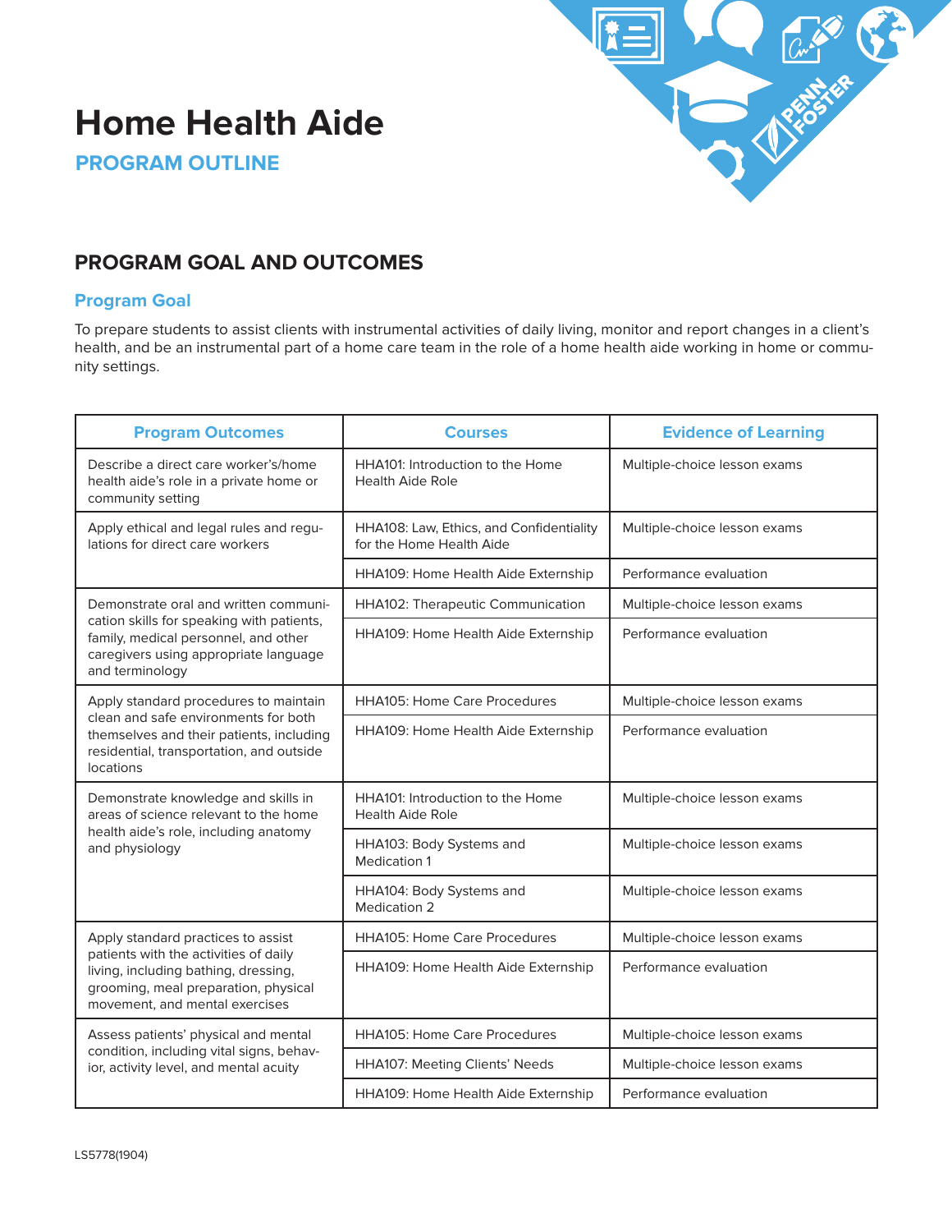# Home Health Aide

## PROGRAM OUTLINE

## PROGRAM GOAL AND OUTCOMES

### Program Goal

To prepare students to assist clients with instrumental activities of daily living, monitor and report changes in a client's health, and be an instrumental part of a home care team in the role of a home health aide working in home or community settings.

| Program Outcomes | Courses | Evidence of Learning |
|---|---|---|
| Describe a direct care worker's/home health aide's role in a private home or community setting | HHA101: Introduction to the Home Health Aide Role | Multiple-choice lesson exams |
| Apply ethical and legal rules and regulations for direct care workers | HHA108: Law, Ethics, and Confidentiality for the Home Health Aide | Multiple-choice lesson exams |
| | HHA109: Home Health Aide Externship | Performance evaluation |
| Demonstrate oral and written communication skills for speaking with patients, family, medical personnel, and other caregivers using appropriate language and terminology | HHA102: Therapeutic Communication | Multiple-choice lesson exams |
| | HHA109: Home Health Aide Externship | Performance evaluation |
| Apply standard procedures to maintain clean and safe environments for both themselves and their patients, including residential, transportation, and outside locations | HHA105: Home Care Procedures | Multiple-choice lesson exams |
| | HHA109: Home Health Aide Externship | Performance evaluation |
| Demonstrate knowledge and skills in areas of science relevant to the home health aide's role, including anatomy and physiology | HHA101: Introduction to the Home Health Aide Role | Multiple-choice lesson exams |
| | HHA103: Body Systems and Medication 1 | Multiple-choice lesson exams |
| | HHA104: Body Systems and Medication 2 | Multiple-choice lesson exams |
| Apply standard practices to assist patients with the activities of daily living, including bathing, dressing, grooming, meal preparation, physical movement, and mental exercises | HHA105: Home Care Procedures | Multiple-choice lesson exams |
| | HHA109: Home Health Aide Externship | Performance evaluation |
| Assess patients' physical and mental condition, including vital signs, behavior, activity level, and mental acuity | HHA105: Home Care Procedures | Multiple-choice lesson exams |
| | HHA107: Meeting Clients' Needs | Multiple-choice lesson exams |
| | HHA109: Home Health Aide Externship | Performance evaluation |

LS5778(1904)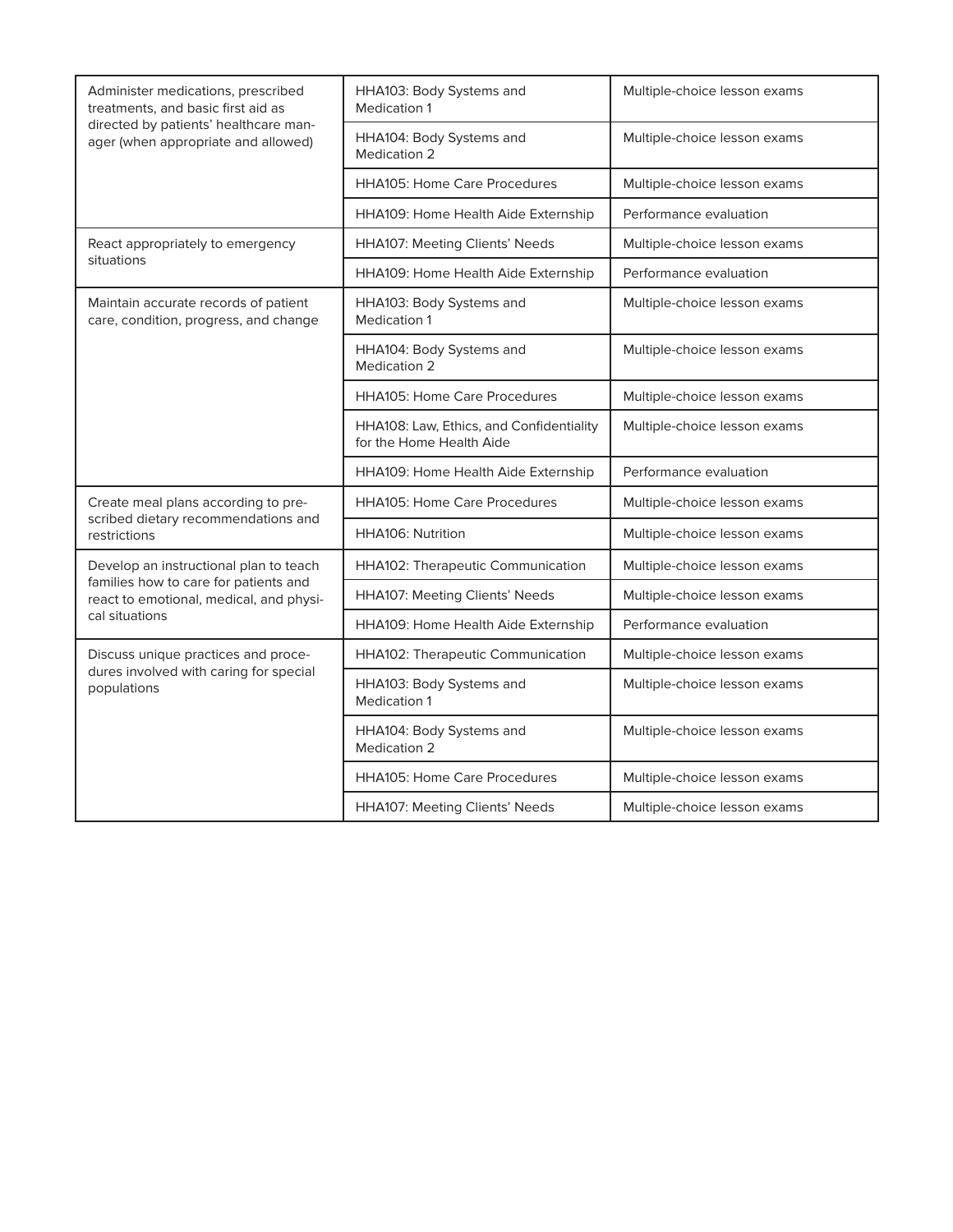| | | |
|---|---|---|
| Administer medications, prescribed treatments, and basic first aid as directed by patients' healthcare manager (when appropriate and allowed) | HHA103: Body Systems and Medication 1 | Multiple-choice lesson exams |
| | HHA104: Body Systems and Medication 2 | Multiple-choice lesson exams |
| | HHA105: Home Care Procedures | Multiple-choice lesson exams |
| | HHA109: Home Health Aide Externship | Performance evaluation |
| React appropriately to emergency situations | HHA107: Meeting Clients' Needs | Multiple-choice lesson exams |
| | HHA109: Home Health Aide Externship | Performance evaluation |
| Maintain accurate records of patient care, condition, progress, and change | HHA103: Body Systems and Medication 1 | Multiple-choice lesson exams |
| | HHA104: Body Systems and Medication 2 | Multiple-choice lesson exams |
| | HHA105: Home Care Procedures | Multiple-choice lesson exams |
| | HHA108: Law, Ethics, and Confidentiality for the Home Health Aide | Multiple-choice lesson exams |
| | HHA109: Home Health Aide Externship | Performance evaluation |
| Create meal plans according to prescribed dietary recommendations and restrictions | HHA105: Home Care Procedures | Multiple-choice lesson exams |
| | HHA106: Nutrition | Multiple-choice lesson exams |
| Develop an instructional plan to teach families how to care for patients and react to emotional, medical, and physical situations | HHA102: Therapeutic Communication | Multiple-choice lesson exams |
| | HHA107: Meeting Clients' Needs | Multiple-choice lesson exams |
| | HHA109: Home Health Aide Externship | Performance evaluation |
| Discuss unique practices and procedures involved with caring for special populations | HHA102: Therapeutic Communication | Multiple-choice lesson exams |
| | HHA103: Body Systems and Medication 1 | Multiple-choice lesson exams |
| | HHA104: Body Systems and Medication 2 | Multiple-choice lesson exams |
| | HHA105: Home Care Procedures | Multiple-choice lesson exams |
| | HHA107: Meeting Clients' Needs | Multiple-choice lesson exams |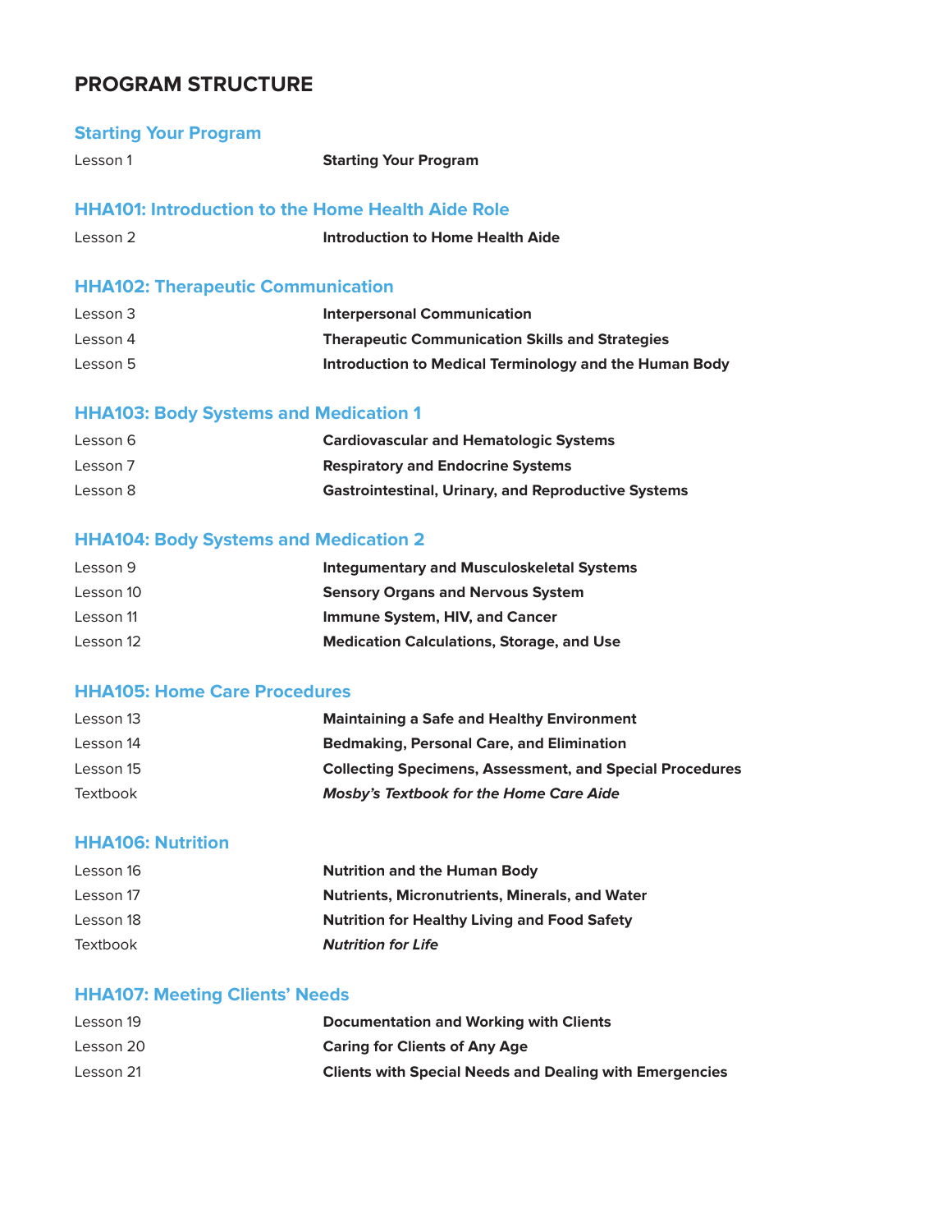# PROGRAM STRUCTURE

## Starting Your Program

| | |
|---|---|
| Lesson 1 | **Starting Your Program** |

## HHA101: Introduction to the Home Health Aide Role

| | |
|---|---|
| Lesson 2 | **Introduction to Home Health Aide** |

## HHA102: Therapeutic Communication

| | |
|---|---|
| Lesson 3 | **Interpersonal Communication** |
| Lesson 4 | **Therapeutic Communication Skills and Strategies** |
| Lesson 5 | **Introduction to Medical Terminology and the Human Body** |

## HHA103: Body Systems and Medication 1

| | |
|---|---|
| Lesson 6 | **Cardiovascular and Hematologic Systems** |
| Lesson 7 | **Respiratory and Endocrine Systems** |
| Lesson 8 | **Gastrointestinal, Urinary, and Reproductive Systems** |

## HHA104: Body Systems and Medication 2

| | |
|---|---|
| Lesson 9 | **Integumentary and Musculoskeletal Systems** |
| Lesson 10 | **Sensory Organs and Nervous System** |
| Lesson 11 | **Immune System, HIV, and Cancer** |
| Lesson 12 | **Medication Calculations, Storage, and Use** |

## HHA105: Home Care Procedures

| | |
|---|---|
| Lesson 13 | **Maintaining a Safe and Healthy Environment** |
| Lesson 14 | **Bedmaking, Personal Care, and Elimination** |
| Lesson 15 | **Collecting Specimens, Assessment, and Special Procedures** |
| Textbook | ***Mosby's Textbook for the Home Care Aide*** |

## HHA106: Nutrition

| | |
|---|---|
| Lesson 16 | **Nutrition and the Human Body** |
| Lesson 17 | **Nutrients, Micronutrients, Minerals, and Water** |
| Lesson 18 | **Nutrition for Healthy Living and Food Safety** |
| Textbook | ***Nutrition for Life*** |

## HHA107: Meeting Clients' Needs

| | |
|---|---|
| Lesson 19 | **Documentation and Working with Clients** |
| Lesson 20 | **Caring for Clients of Any Age** |
| Lesson 21 | **Clients with Special Needs and Dealing with Emergencies** |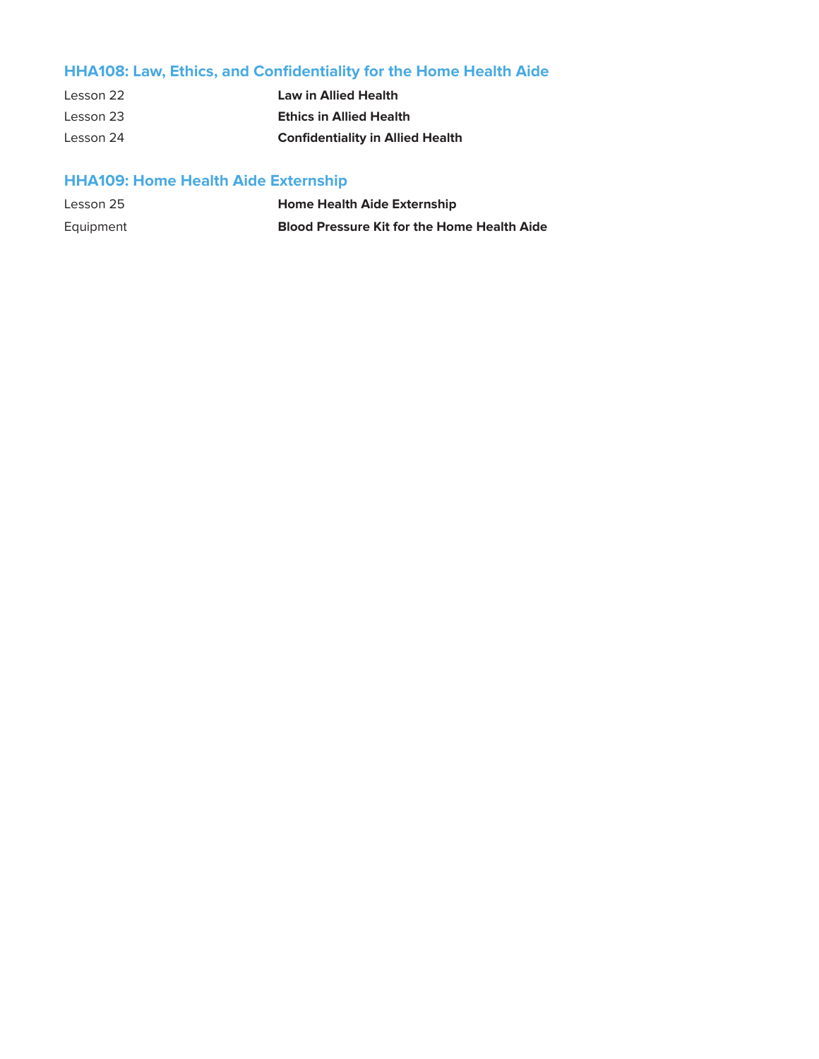## HHA108: Law, Ethics, and Confidentiality for the Home Health Aide

| | |
|---|---|
| Lesson 22 | **Law in Allied Health** |
| Lesson 23 | **Ethics in Allied Health** |
| Lesson 24 | **Confidentiality in Allied Health** |

## HHA109: Home Health Aide Externship

| | |
|---|---|
| Lesson 25 | **Home Health Aide Externship** |
| Equipment | **Blood Pressure Kit for the Home Health Aide** |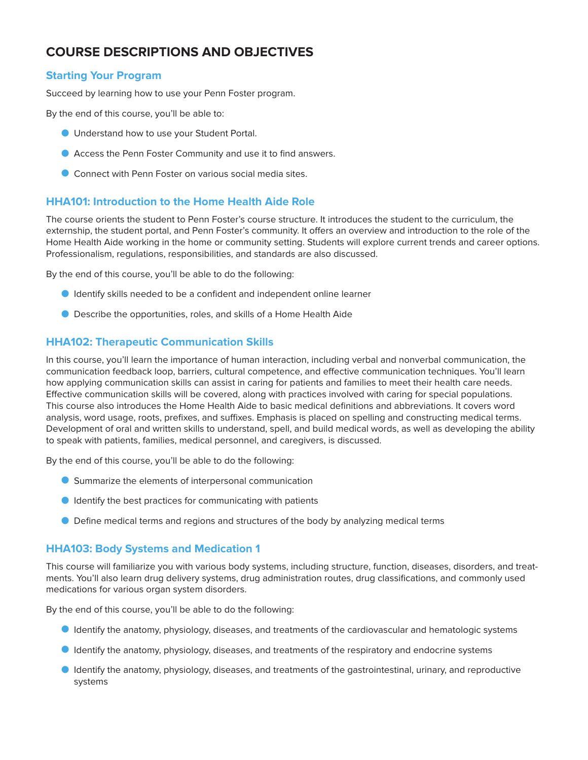# COURSE DESCRIPTIONS AND OBJECTIVES

## Starting Your Program

Succeed by learning how to use your Penn Foster program.

By the end of this course, you'll be able to:

- Understand how to use your Student Portal.
- Access the Penn Foster Community and use it to find answers.
- Connect with Penn Foster on various social media sites.

## HHA101: Introduction to the Home Health Aide Role

The course orients the student to Penn Foster's course structure. It introduces the student to the curriculum, the externship, the student portal, and Penn Foster's community. It offers an overview and introduction to the role of the Home Health Aide working in the home or community setting. Students will explore current trends and career options. Professionalism, regulations, responsibilities, and standards are also discussed.

By the end of this course, you'll be able to do the following:

- Identify skills needed to be a confident and independent online learner
- Describe the opportunities, roles, and skills of a Home Health Aide

## HHA102: Therapeutic Communication Skills

In this course, you'll learn the importance of human interaction, including verbal and nonverbal communication, the communication feedback loop, barriers, cultural competence, and effective communication techniques. You'll learn how applying communication skills can assist in caring for patients and families to meet their health care needs. Effective communication skills will be covered, along with practices involved with caring for special populations. This course also introduces the Home Health Aide to basic medical definitions and abbreviations. It covers word analysis, word usage, roots, prefixes, and suffixes. Emphasis is placed on spelling and constructing medical terms. Development of oral and written skills to understand, spell, and build medical words, as well as developing the ability to speak with patients, families, medical personnel, and caregivers, is discussed.

By the end of this course, you'll be able to do the following:

- Summarize the elements of interpersonal communication
- Identify the best practices for communicating with patients
- Define medical terms and regions and structures of the body by analyzing medical terms

## HHA103: Body Systems and Medication 1

This course will familiarize you with various body systems, including structure, function, diseases, disorders, and treatments. You'll also learn drug delivery systems, drug administration routes, drug classifications, and commonly used medications for various organ system disorders.

By the end of this course, you'll be able to do the following:

- Identify the anatomy, physiology, diseases, and treatments of the cardiovascular and hematologic systems
- Identify the anatomy, physiology, diseases, and treatments of the respiratory and endocrine systems
- Identify the anatomy, physiology, diseases, and treatments of the gastrointestinal, urinary, and reproductive systems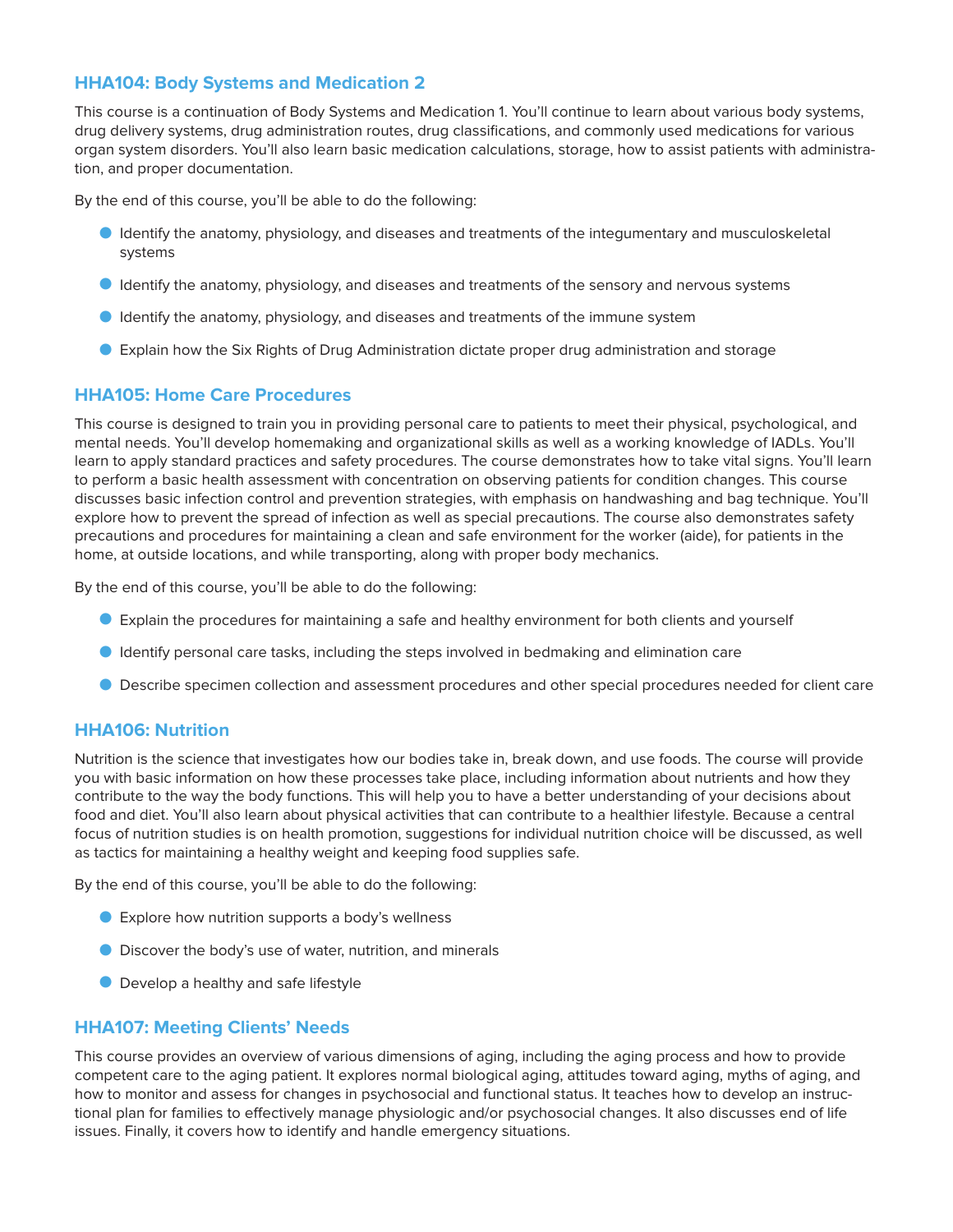## HHA104: Body Systems and Medication 2

This course is a continuation of Body Systems and Medication 1. You'll continue to learn about various body systems, drug delivery systems, drug administration routes, drug classifications, and commonly used medications for various organ system disorders. You'll also learn basic medication calculations, storage, how to assist patients with administration, and proper documentation.

By the end of this course, you'll be able to do the following:

- Identify the anatomy, physiology, and diseases and treatments of the integumentary and musculoskeletal systems
- Identify the anatomy, physiology, and diseases and treatments of the sensory and nervous systems
- Identify the anatomy, physiology, and diseases and treatments of the immune system
- Explain how the Six Rights of Drug Administration dictate proper drug administration and storage

## HHA105: Home Care Procedures

This course is designed to train you in providing personal care to patients to meet their physical, psychological, and mental needs. You'll develop homemaking and organizational skills as well as a working knowledge of IADLs. You'll learn to apply standard practices and safety procedures. The course demonstrates how to take vital signs. You'll learn to perform a basic health assessment with concentration on observing patients for condition changes. This course discusses basic infection control and prevention strategies, with emphasis on handwashing and bag technique. You'll explore how to prevent the spread of infection as well as special precautions. The course also demonstrates safety precautions and procedures for maintaining a clean and safe environment for the worker (aide), for patients in the home, at outside locations, and while transporting, along with proper body mechanics.

By the end of this course, you'll be able to do the following:

- Explain the procedures for maintaining a safe and healthy environment for both clients and yourself
- Identify personal care tasks, including the steps involved in bedmaking and elimination care
- Describe specimen collection and assessment procedures and other special procedures needed for client care

## HHA106: Nutrition

Nutrition is the science that investigates how our bodies take in, break down, and use foods. The course will provide you with basic information on how these processes take place, including information about nutrients and how they contribute to the way the body functions. This will help you to have a better understanding of your decisions about food and diet. You'll also learn about physical activities that can contribute to a healthier lifestyle. Because a central focus of nutrition studies is on health promotion, suggestions for individual nutrition choice will be discussed, as well as tactics for maintaining a healthy weight and keeping food supplies safe.

By the end of this course, you'll be able to do the following:

- Explore how nutrition supports a body's wellness
- Discover the body's use of water, nutrition, and minerals
- Develop a healthy and safe lifestyle

## HHA107: Meeting Clients' Needs

This course provides an overview of various dimensions of aging, including the aging process and how to provide competent care to the aging patient. It explores normal biological aging, attitudes toward aging, myths of aging, and how to monitor and assess for changes in psychosocial and functional status. It teaches how to develop an instructional plan for families to effectively manage physiologic and/or psychosocial changes. It also discusses end of life issues. Finally, it covers how to identify and handle emergency situations.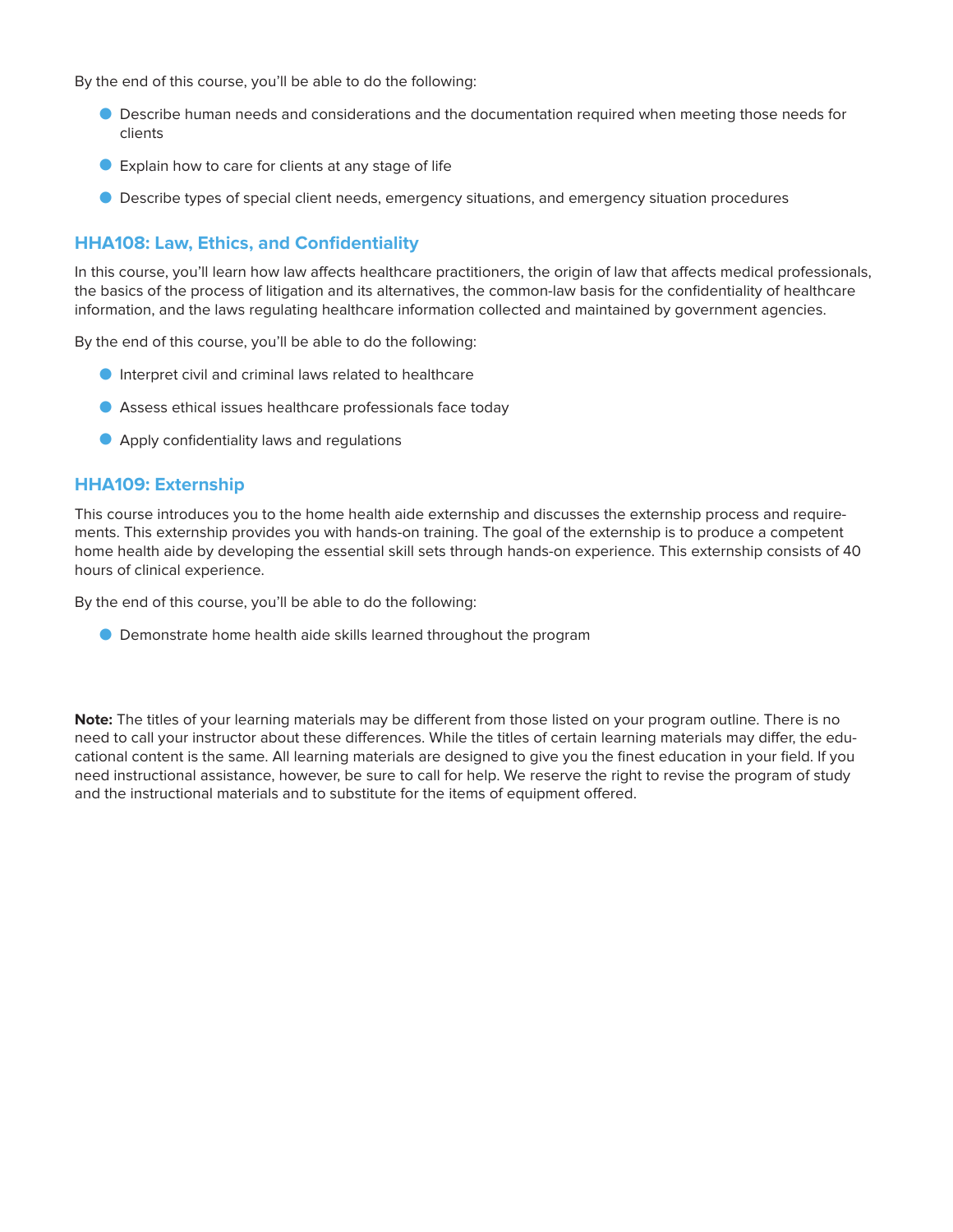By the end of this course, you'll be able to do the following:

- Describe human needs and considerations and the documentation required when meeting those needs for clients
- Explain how to care for clients at any stage of life
- Describe types of special client needs, emergency situations, and emergency situation procedures

### HHA108: Law, Ethics, and Confidentiality

In this course, you'll learn how law affects healthcare practitioners, the origin of law that affects medical professionals, the basics of the process of litigation and its alternatives, the common-law basis for the confidentiality of healthcare information, and the laws regulating healthcare information collected and maintained by government agencies.

By the end of this course, you'll be able to do the following:

- Interpret civil and criminal laws related to healthcare
- Assess ethical issues healthcare professionals face today
- Apply confidentiality laws and regulations

### HHA109: Externship

This course introduces you to the home health aide externship and discusses the externship process and requirements. This externship provides you with hands-on training. The goal of the externship is to produce a competent home health aide by developing the essential skill sets through hands-on experience. This externship consists of 40 hours of clinical experience.

By the end of this course, you'll be able to do the following:

- Demonstrate home health aide skills learned throughout the program

**Note:** The titles of your learning materials may be different from those listed on your program outline. There is no need to call your instructor about these differences. While the titles of certain learning materials may differ, the educational content is the same. All learning materials are designed to give you the finest education in your field. If you need instructional assistance, however, be sure to call for help. We reserve the right to revise the program of study and the instructional materials and to substitute for the items of equipment offered.